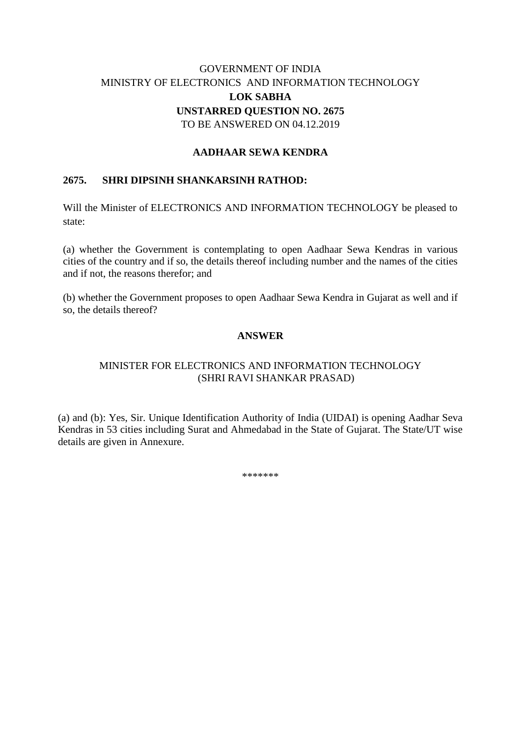GOVERNMENT OF INDIA  
MINISTRY OF ELECTRONICS AND INFORMATION TECHNOLOGY  
**LOK SABHA**  
**UNSTARRED QUESTION NO. 2675**  
TO BE ANSWERED ON 04.12.2019

**AADHAAR SEWA KENDRA**

**2675. SHRI DIPSINH SHANKARSINH RATHOD:**

Will the Minister of ELECTRONICS AND INFORMATION TECHNOLOGY be pleased to state:

(a) whether the Government is contemplating to open Aadhaar Sewa Kendras in various cities of the country and if so, the details thereof including number and the names of the cities and if not, the reasons therefor; and

(b) whether the Government proposes to open Aadhaar Sewa Kendra in Gujarat as well and if so, the details thereof?

**ANSWER**

MINISTER FOR ELECTRONICS AND INFORMATION TECHNOLOGY  
(SHRI RAVI SHANKAR PRASAD)

(a) and (b): Yes, Sir. Unique Identification Authority of India (UIDAI) is opening Aadhar Seva Kendras in 53 cities including Surat and Ahmedabad in the State of Gujarat. The State/UT wise details are given in Annexure.

*******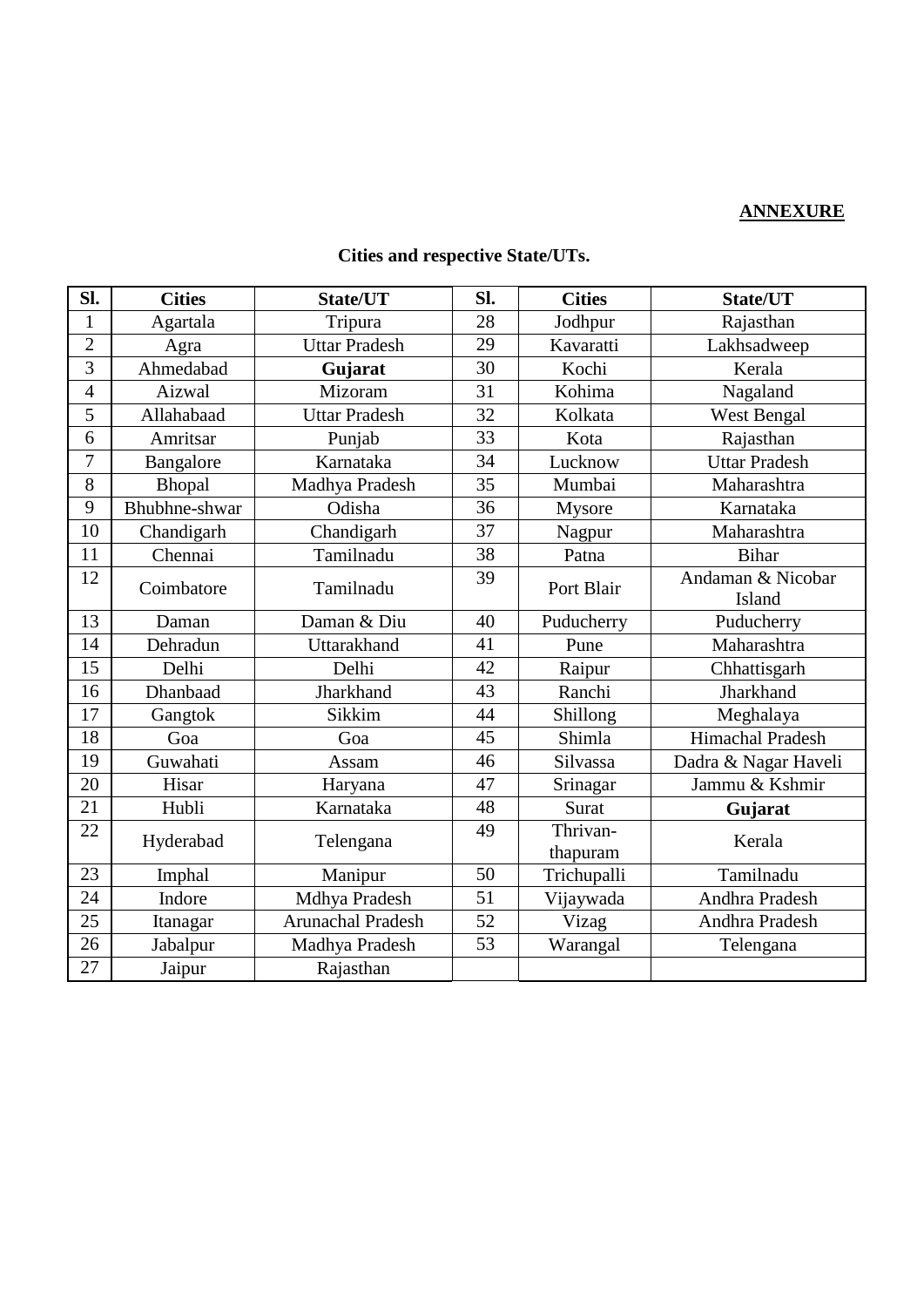**ANNEXURE**

**Cities and respective State/UTs.**

| Sl. | Cities | State/UT | Sl. | Cities | State/UT |
|---|---|---|---|---|---|
| 1 | Agartala | Tripura | 28 | Jodhpur | Rajasthan |
| 2 | Agra | Uttar Pradesh | 29 | Kavaratti | Lakhsadweep |
| 3 | Ahmedabad | **Gujarat** | 30 | Kochi | Kerala |
| 4 | Aizwal | Mizoram | 31 | Kohima | Nagaland |
| 5 | Allahabaad | Uttar Pradesh | 32 | Kolkata | West Bengal |
| 6 | Amritsar | Punjab | 33 | Kota | Rajasthan |
| 7 | Bangalore | Karnataka | 34 | Lucknow | Uttar Pradesh |
| 8 | Bhopal | Madhya Pradesh | 35 | Mumbai | Maharashtra |
| 9 | Bhubhne-shwar | Odisha | 36 | Mysore | Karnataka |
| 10 | Chandigarh | Chandigarh | 37 | Nagpur | Maharashtra |
| 11 | Chennai | Tamilnadu | 38 | Patna | Bihar |
| 12 | Coimbatore | Tamilnadu | 39 | Port Blair | Andaman & Nicobar Island |
| 13 | Daman | Daman & Diu | 40 | Puducherry | Puducherry |
| 14 | Dehradun | Uttarakhand | 41 | Pune | Maharashtra |
| 15 | Delhi | Delhi | 42 | Raipur | Chhattisgarh |
| 16 | Dhanbaad | Jharkhand | 43 | Ranchi | Jharkhand |
| 17 | Gangtok | Sikkim | 44 | Shillong | Meghalaya |
| 18 | Goa | Goa | 45 | Shimla | Himachal Pradesh |
| 19 | Guwahati | Assam | 46 | Silvassa | Dadra & Nagar Haveli |
| 20 | Hisar | Haryana | 47 | Srinagar | Jammu & Kshmir |
| 21 | Hubli | Karnataka | 48 | Surat | **Gujarat** |
| 22 | Hyderabad | Telengana | 49 | Thrivan-thapuram | Kerala |
| 23 | Imphal | Manipur | 50 | Trichupalli | Tamilnadu |
| 24 | Indore | Mdhya Pradesh | 51 | Vijaywada | Andhra Pradesh |
| 25 | Itanagar | Arunachal Pradesh | 52 | Vizag | Andhra Pradesh |
| 26 | Jabalpur | Madhya Pradesh | 53 | Warangal | Telengana |
| 27 | Jaipur | Rajasthan | | | |